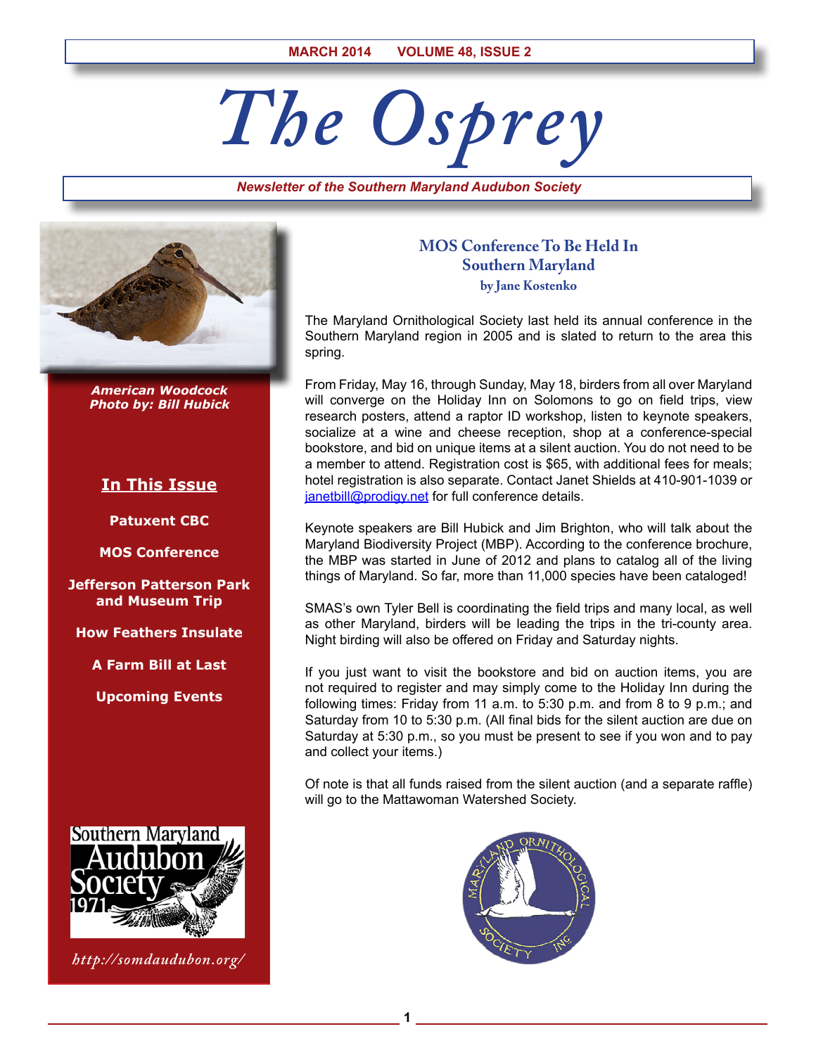MARCH 2014 VOLUME 48, ISSUE 2

# The Osprey

*Newsletter of the Southern Maryland Audubon Society*

***American Woodcock***
***Photo by: Bill Hubick***

**In This Issue**

**Patuxent CBC**

**MOS Conference**

**Jefferson Patterson Park and Museum Trip**

**How Feathers Insulate**

**A Farm Bill at Last**

**Upcoming Events**

Southern Maryland Audubon Society 1971

*http://somdaudubon.org/*

## MOS Conference To Be Held In Southern Maryland

**by Jane Kostenko**

The Maryland Ornithological Society last held its annual conference in the Southern Maryland region in 2005 and is slated to return to the area this spring.

From Friday, May 16, through Sunday, May 18, birders from all over Maryland will converge on the Holiday Inn on Solomons to go on field trips, view research posters, attend a raptor ID workshop, listen to keynote speakers, socialize at a wine and cheese reception, shop at a conference-special bookstore, and bid on unique items at a silent auction. You do not need to be a member to attend. Registration cost is $65, with additional fees for meals; hotel registration is also separate. Contact Janet Shields at 410-901-1039 or janetbill@prodigy.net for full conference details.

Keynote speakers are Bill Hubick and Jim Brighton, who will talk about the Maryland Biodiversity Project (MBP). According to the conference brochure, the MBP was started in June of 2012 and plans to catalog all of the living things of Maryland. So far, more than 11,000 species have been cataloged!

SMAS's own Tyler Bell is coordinating the field trips and many local, as well as other Maryland, birders will be leading the trips in the tri-county area. Night birding will also be offered on Friday and Saturday nights.

If you just want to visit the bookstore and bid on auction items, you are not required to register and may simply come to the Holiday Inn during the following times: Friday from 11 a.m. to 5:30 p.m. and from 8 to 9 p.m.; and Saturday from 10 to 5:30 p.m. (All final bids for the silent auction are due on Saturday at 5:30 p.m., so you must be present to see if you won and to pay and collect your items.)

Of note is that all funds raised from the silent auction (and a separate raffle) will go to the Mattawoman Watershed Society.

Maryland Ornithological Society Inc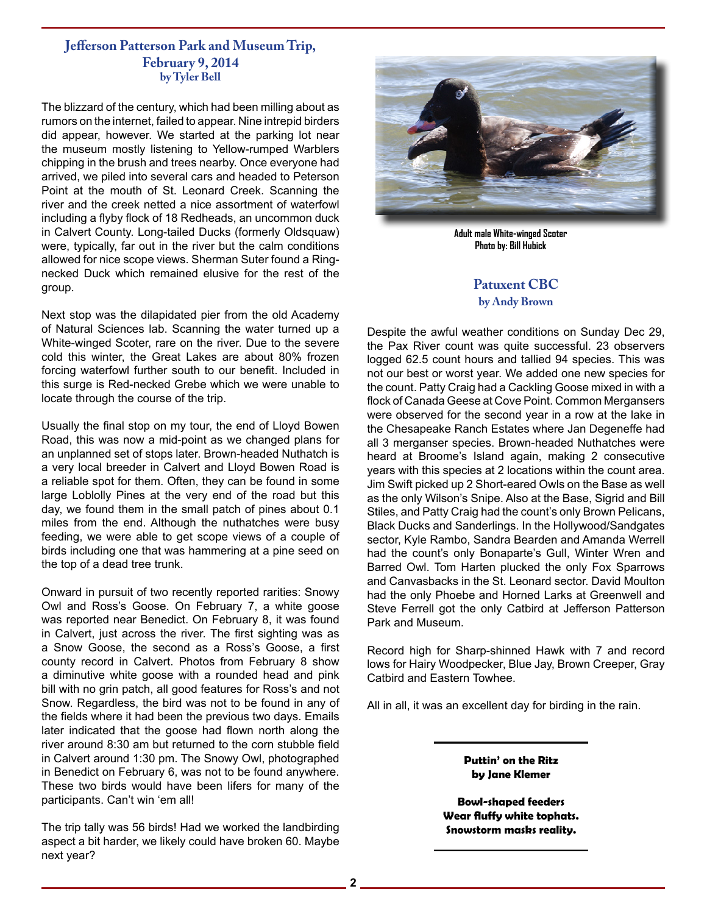## Jefferson Patterson Park and Museum Trip, February 9, 2014

**by Tyler Bell**

The blizzard of the century, which had been milling about as rumors on the internet, failed to appear. Nine intrepid birders did appear, however. We started at the parking lot near the museum mostly listening to Yellow-rumped Warblers chipping in the brush and trees nearby. Once everyone had arrived, we piled into several cars and headed to Peterson Point at the mouth of St. Leonard Creek. Scanning the river and the creek netted a nice assortment of waterfowl including a flyby flock of 18 Redheads, an uncommon duck in Calvert County. Long-tailed Ducks (formerly Oldsquaw) were, typically, far out in the river but the calm conditions allowed for nice scope views. Sherman Suter found a Ring-necked Duck which remained elusive for the rest of the group.

Next stop was the dilapidated pier from the old Academy of Natural Sciences lab. Scanning the water turned up a White-winged Scoter, rare on the river. Due to the severe cold this winter, the Great Lakes are about 80% frozen forcing waterfowl further south to our benefit. Included in this surge is Red-necked Grebe which we were unable to locate through the course of the trip.

Usually the final stop on my tour, the end of Lloyd Bowen Road, this was now a mid-point as we changed plans for an unplanned set of stops later. Brown-headed Nuthatch is a very local breeder in Calvert and Lloyd Bowen Road is a reliable spot for them. Often, they can be found in some large Loblolly Pines at the very end of the road but this day, we found them in the small patch of pines about 0.1 miles from the end. Although the nuthatches were busy feeding, we were able to get scope views of a couple of birds including one that was hammering at a pine seed on the top of a dead tree trunk.

Onward in pursuit of two recently reported rarities: Snowy Owl and Ross's Goose. On February 7, a white goose was reported near Benedict. On February 8, it was found in Calvert, just across the river. The first sighting was as a Snow Goose, the second as a Ross's Goose, a first county record in Calvert. Photos from February 8 show a diminutive white goose with a rounded head and pink bill with no grin patch, all good features for Ross's and not Snow. Regardless, the bird was not to be found in any of the fields where it had been the previous two days. Emails later indicated that the goose had flown north along the river around 8:30 am but returned to the corn stubble field in Calvert around 1:30 pm. The Snowy Owl, photographed in Benedict on February 6, was not to be found anywhere. These two birds would have been lifers for many of the participants. Can't win 'em all!

The trip tally was 56 birds! Had we worked the landbirding aspect a bit harder, we likely could have broken 60. Maybe next year?

**Adult male White-winged Scoter**
**Photo by: Bill Hubick**

## Patuxent CBC

**by Andy Brown**

Despite the awful weather conditions on Sunday Dec 29, the Pax River count was quite successful. 23 observers logged 62.5 count hours and tallied 94 species. This was not our best or worst year. We added one new species for the count. Patty Craig had a Cackling Goose mixed in with a flock of Canada Geese at Cove Point. Common Mergansers were observed for the second year in a row at the lake in the Chesapeake Ranch Estates where Jan Degeneffe had all 3 merganser species. Brown-headed Nuthatches were heard at Broome's Island again, making 2 consecutive years with this species at 2 locations within the count area. Jim Swift picked up 2 Short-eared Owls on the Base as well as the only Wilson's Snipe. Also at the Base, Sigrid and Bill Stiles, and Patty Craig had the count's only Brown Pelicans, Black Ducks and Sanderlings. In the Hollywood/Sandgates sector, Kyle Rambo, Sandra Bearden and Amanda Werrell had the count's only Bonaparte's Gull, Winter Wren and Barred Owl. Tom Harten plucked the only Fox Sparrows and Canvasbacks in the St. Leonard sector. David Moulton had the only Phoebe and Horned Larks at Greenwell and Steve Ferrell got the only Catbird at Jefferson Patterson Park and Museum.

Record high for Sharp-shinned Hawk with 7 and record lows for Hairy Woodpecker, Blue Jay, Brown Creeper, Gray Catbird and Eastern Towhee.

All in all, it was an excellent day for birding in the rain.

---

**Puttin' on the Ritz**
**by Jane Klemer**

**Bowl-shaped feeders**
**Wear fluffy white tophats.**
**Snowstorm masks reality.**

---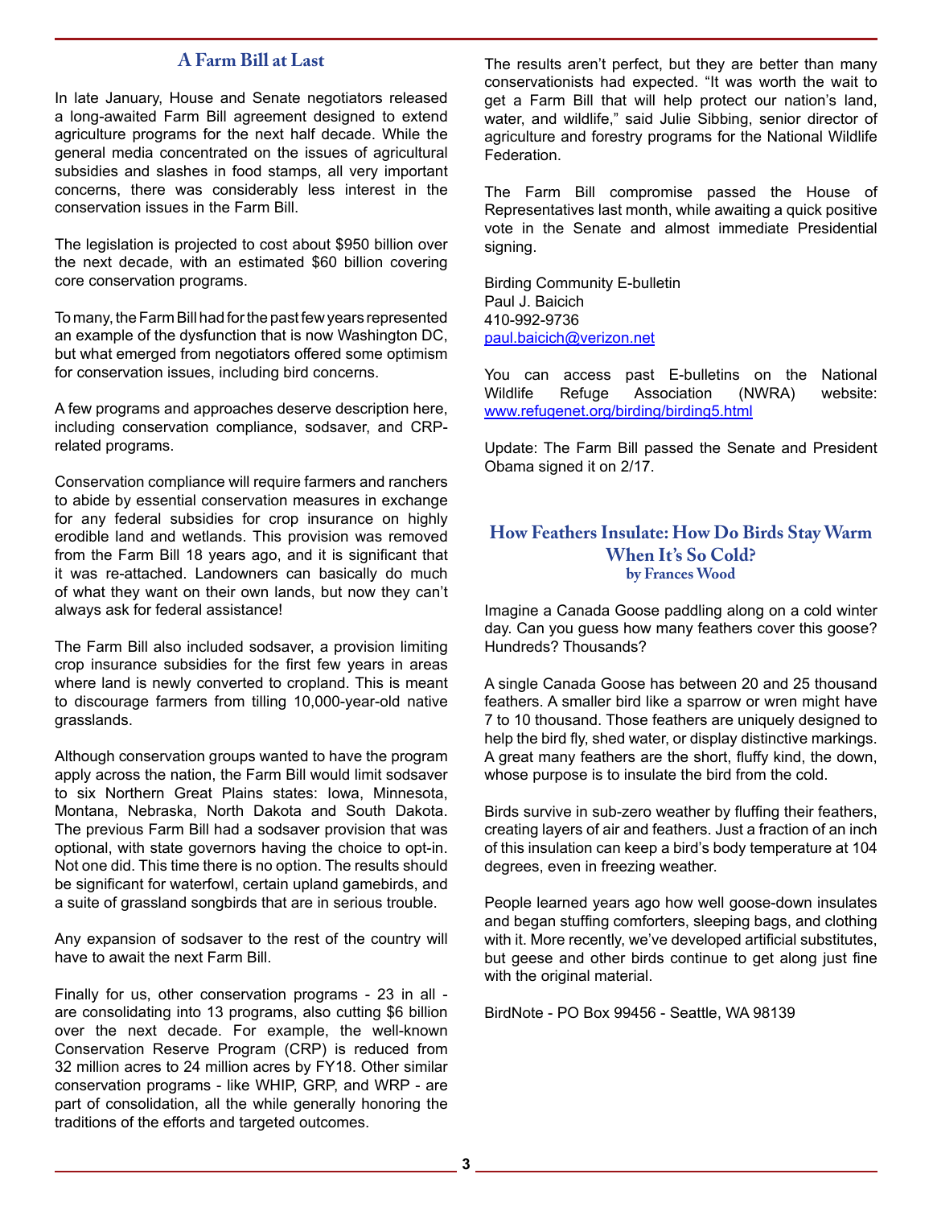## A Farm Bill at Last

In late January, House and Senate negotiators released a long-awaited Farm Bill agreement designed to extend agriculture programs for the next half decade. While the general media concentrated on the issues of agricultural subsidies and slashes in food stamps, all very important concerns, there was considerably less interest in the conservation issues in the Farm Bill.

The legislation is projected to cost about $950 billion over the next decade, with an estimated $60 billion covering core conservation programs.

To many, the Farm Bill had for the past few years represented an example of the dysfunction that is now Washington DC, but what emerged from negotiators offered some optimism for conservation issues, including bird concerns.

A few programs and approaches deserve description here, including conservation compliance, sodsaver, and CRP-related programs.

Conservation compliance will require farmers and ranchers to abide by essential conservation measures in exchange for any federal subsidies for crop insurance on highly erodible land and wetlands. This provision was removed from the Farm Bill 18 years ago, and it is significant that it was re-attached. Landowners can basically do much of what they want on their own lands, but now they can't always ask for federal assistance!

The Farm Bill also included sodsaver, a provision limiting crop insurance subsidies for the first few years in areas where land is newly converted to cropland. This is meant to discourage farmers from tilling 10,000-year-old native grasslands.

Although conservation groups wanted to have the program apply across the nation, the Farm Bill would limit sodsaver to six Northern Great Plains states: Iowa, Minnesota, Montana, Nebraska, North Dakota and South Dakota. The previous Farm Bill had a sodsaver provision that was optional, with state governors having the choice to opt-in. Not one did. This time there is no option. The results should be significant for waterfowl, certain upland gamebirds, and a suite of grassland songbirds that are in serious trouble.

Any expansion of sodsaver to the rest of the country will have to await the next Farm Bill.

Finally for us, other conservation programs - 23 in all - are consolidating into 13 programs, also cutting $6 billion over the next decade. For example, the well-known Conservation Reserve Program (CRP) is reduced from 32 million acres to 24 million acres by FY18. Other similar conservation programs - like WHIP, GRP, and WRP - are part of consolidation, all the while generally honoring the traditions of the efforts and targeted outcomes.

The results aren't perfect, but they are better than many conservationists had expected. "It was worth the wait to get a Farm Bill that will help protect our nation's land, water, and wildlife," said Julie Sibbing, senior director of agriculture and forestry programs for the National Wildlife Federation.

The Farm Bill compromise passed the House of Representatives last month, while awaiting a quick positive vote in the Senate and almost immediate Presidential signing.

Birding Community E-bulletin
Paul J. Baicich
410-992-9736
paul.baicich@verizon.net

You can access past E-bulletins on the National Wildlife Refuge Association (NWRA) website: www.refugenet.org/birding/birding5.html

Update: The Farm Bill passed the Senate and President Obama signed it on 2/17.

## How Feathers Insulate: How Do Birds Stay Warm When It's So Cold?

**by Frances Wood**

Imagine a Canada Goose paddling along on a cold winter day. Can you guess how many feathers cover this goose? Hundreds? Thousands?

A single Canada Goose has between 20 and 25 thousand feathers. A smaller bird like a sparrow or wren might have 7 to 10 thousand. Those feathers are uniquely designed to help the bird fly, shed water, or display distinctive markings. A great many feathers are the short, fluffy kind, the down, whose purpose is to insulate the bird from the cold.

Birds survive in sub-zero weather by fluffing their feathers, creating layers of air and feathers. Just a fraction of an inch of this insulation can keep a bird's body temperature at 104 degrees, even in freezing weather.

People learned years ago how well goose-down insulates and began stuffing comforters, sleeping bags, and clothing with it. More recently, we've developed artificial substitutes, but geese and other birds continue to get along just fine with the original material.

BirdNote - PO Box 99456 - Seattle, WA 98139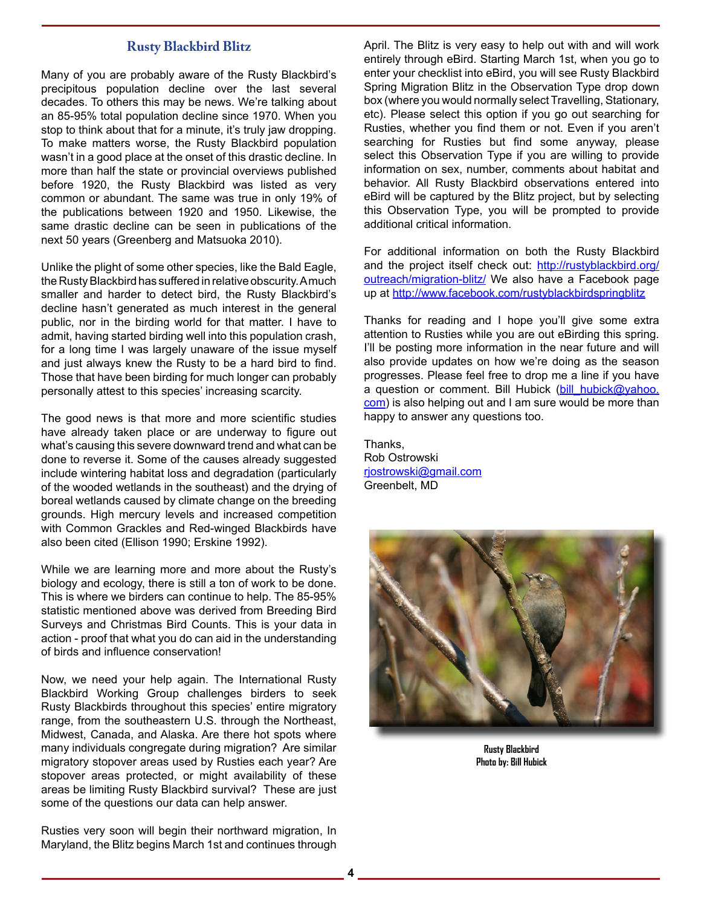## Rusty Blackbird Blitz

Many of you are probably aware of the Rusty Blackbird's precipitous population decline over the last several decades. To others this may be news. We're talking about an 85-95% total population decline since 1970. When you stop to think about that for a minute, it's truly jaw dropping. To make matters worse, the Rusty Blackbird population wasn't in a good place at the onset of this drastic decline. In more than half the state or provincial overviews published before 1920, the Rusty Blackbird was listed as very common or abundant. The same was true in only 19% of the publications between 1920 and 1950. Likewise, the same drastic decline can be seen in publications of the next 50 years (Greenberg and Matsuoka 2010).

Unlike the plight of some other species, like the Bald Eagle, the Rusty Blackbird has suffered in relative obscurity. A much smaller and harder to detect bird, the Rusty Blackbird's decline hasn't generated as much interest in the general public, nor in the birding world for that matter. I have to admit, having started birding well into this population crash, for a long time I was largely unaware of the issue myself and just always knew the Rusty to be a hard bird to find. Those that have been birding for much longer can probably personally attest to this species' increasing scarcity.

The good news is that more and more scientific studies have already taken place or are underway to figure out what's causing this severe downward trend and what can be done to reverse it. Some of the causes already suggested include wintering habitat loss and degradation (particularly of the wooded wetlands in the southeast) and the drying of boreal wetlands caused by climate change on the breeding grounds. High mercury levels and increased competition with Common Grackles and Red-winged Blackbirds have also been cited (Ellison 1990; Erskine 1992).

While we are learning more and more about the Rusty's biology and ecology, there is still a ton of work to be done. This is where we birders can continue to help. The 85-95% statistic mentioned above was derived from Breeding Bird Surveys and Christmas Bird Counts. This is your data in action - proof that what you do can aid in the understanding of birds and influence conservation!

Now, we need your help again. The International Rusty Blackbird Working Group challenges birders to seek Rusty Blackbirds throughout this species' entire migratory range, from the southeastern U.S. through the Northeast, Midwest, Canada, and Alaska. Are there hot spots where many individuals congregate during migration? Are similar migratory stopover areas used by Rusties each year? Are stopover areas protected, or might availability of these areas be limiting Rusty Blackbird survival? These are just some of the questions our data can help answer.

Rusties very soon will begin their northward migration, In Maryland, the Blitz begins March 1st and continues through April. The Blitz is very easy to help out with and will work entirely through eBird. Starting March 1st, when you go to enter your checklist into eBird, you will see Rusty Blackbird Spring Migration Blitz in the Observation Type drop down box (where you would normally select Travelling, Stationary, etc). Please select this option if you go out searching for Rusties, whether you find them or not. Even if you aren't searching for Rusties but find some anyway, please select this Observation Type if you are willing to provide information on sex, number, comments about habitat and behavior. All Rusty Blackbird observations entered into eBird will be captured by the Blitz project, but by selecting this Observation Type, you will be prompted to provide additional critical information.

For additional information on both the Rusty Blackbird and the project itself check out: http://rustyblackbird.org/outreach/migration-blitz/ We also have a Facebook page up at http://www.facebook.com/rustyblackbirdspringblitz

Thanks for reading and I hope you'll give some extra attention to Rusties while you are out eBirding this spring. I'll be posting more information in the near future and will also provide updates on how we're doing as the season progresses. Please feel free to drop me a line if you have a question or comment. Bill Hubick (bill_hubick@yahoo.com) is also helping out and I am sure would be more than happy to answer any questions too.

Thanks,
Rob Ostrowski
rjostrowski@gmail.com
Greenbelt, MD

**Rusty Blackbird**
**Photo by: Bill Hubick**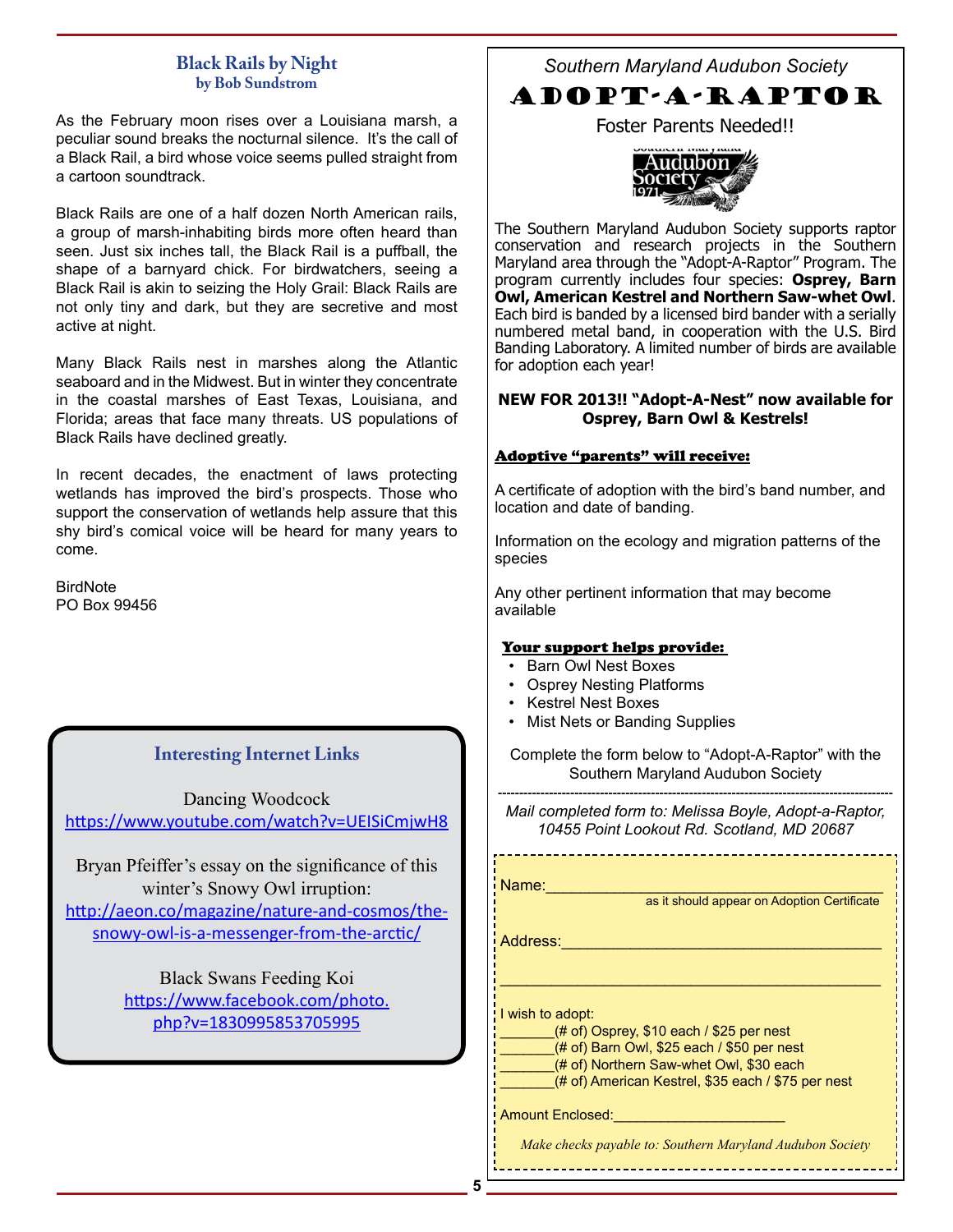## Black Rails by Night

**by Bob Sundstrom**

As the February moon rises over a Louisiana marsh, a peculiar sound breaks the nocturnal silence. It's the call of a Black Rail, a bird whose voice seems pulled straight from a cartoon soundtrack.

Black Rails are one of a half dozen North American rails, a group of marsh-inhabiting birds more often heard than seen. Just six inches tall, the Black Rail is a puffball, the shape of a barnyard chick. For birdwatchers, seeing a Black Rail is akin to seizing the Holy Grail: Black Rails are not only tiny and dark, but they are secretive and most active at night.

Many Black Rails nest in marshes along the Atlantic seaboard and in the Midwest. But in winter they concentrate in the coastal marshes of East Texas, Louisiana, and Florida; areas that face many threats. US populations of Black Rails have declined greatly.

In recent decades, the enactment of laws protecting wetlands has improved the bird's prospects. Those who support the conservation of wetlands help assure that this shy bird's comical voice will be heard for many years to come.

BirdNote
PO Box 99456

## Interesting Internet Links

Dancing Woodcock
https://www.youtube.com/watch?v=UEISiCmjwH8

Bryan Pfeiffer's essay on the significance of this winter's Snowy Owl irruption:
http://aeon.co/magazine/nature-and-cosmos/the-snowy-owl-is-a-messenger-from-the-arctic/

Black Swans Feeding Koi
https://www.facebook.com/photo.php?v=1830995853705995

*Southern Maryland Audubon Society*

# ADOPT-A-RAPTOR

Foster Parents Needed!!

The Southern Maryland Audubon Society supports raptor conservation and research projects in the Southern Maryland area through the "Adopt-A-Raptor" Program. The program currently includes four species: **Osprey, Barn Owl, American Kestrel and Northern Saw-whet Owl**. Each bird is banded by a licensed bird bander with a serially numbered metal band, in cooperation with the U.S. Bird Banding Laboratory. A limited number of birds are available for adoption each year!

**NEW FOR 2013!! "Adopt-A-Nest" now available for Osprey, Barn Owl & Kestrels!**

**Adoptive "parents" will receive:**

A certificate of adoption with the bird's band number, and location and date of banding.

Information on the ecology and migration patterns of the species

Any other pertinent information that may become available

**Your support helps provide:**

- Barn Owl Nest Boxes
- Osprey Nesting Platforms
- Kestrel Nest Boxes
- Mist Nets or Banding Supplies

Complete the form below to "Adopt-A-Raptor" with the Southern Maryland Audubon Society

---

*Mail completed form to: Melissa Boyle, Adopt-a-Raptor, 10455 Point Lookout Rd. Scotland, MD 20687*

Name:________________________________________
as it should appear on Adoption Certificate

Address:______________________________________

______________________________________________

I wish to adopt:
_______(# of) Osprey, $10 each / $25 per nest
_______(# of) Barn Owl, $25 each / $50 per nest
_______(# of) Northern Saw-whet Owl, $30 each
_______(# of) American Kestrel, $35 each / $75 per nest

Amount Enclosed:____________________

*Make checks payable to: Southern Maryland Audubon Society*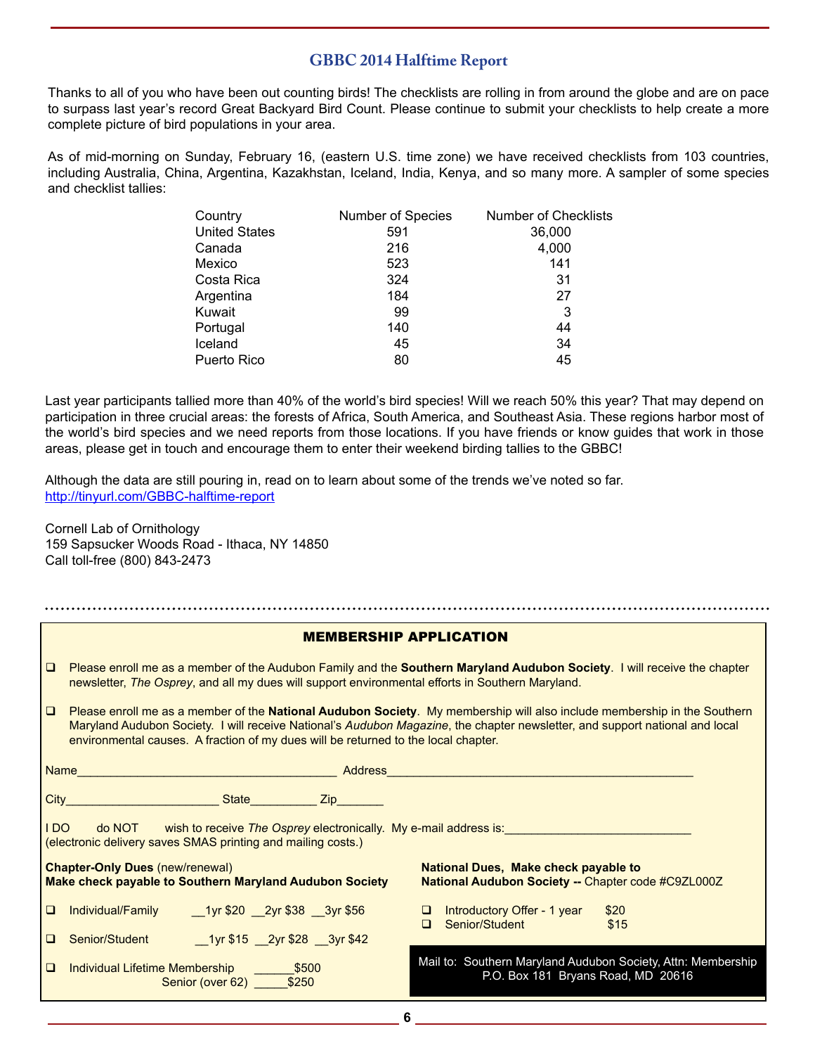## GBBC 2014 Halftime Report

Thanks to all of you who have been out counting birds! The checklists are rolling in from around the globe and are on pace to surpass last year's record Great Backyard Bird Count. Please continue to submit your checklists to help create a more complete picture of bird populations in your area.

As of mid-morning on Sunday, February 16, (eastern U.S. time zone) we have received checklists from 103 countries, including Australia, China, Argentina, Kazakhstan, Iceland, India, Kenya, and so many more. A sampler of some species and checklist tallies:

| Country | Number of Species | Number of Checklists |
|---|---|---|
| United States | 591 | 36,000 |
| Canada | 216 | 4,000 |
| Mexico | 523 | 141 |
| Costa Rica | 324 | 31 |
| Argentina | 184 | 27 |
| Kuwait | 99 | 3 |
| Portugal | 140 | 44 |
| Iceland | 45 | 34 |
| Puerto Rico | 80 | 45 |

Last year participants tallied more than 40% of the world's bird species! Will we reach 50% this year? That may depend on participation in three crucial areas: the forests of Africa, South America, and Southeast Asia. These regions harbor most of the world's bird species and we need reports from those locations. If you have friends or know guides that work in those areas, please get in touch and encourage them to enter their weekend birding tallies to the GBBC!

Although the data are still pouring in, read on to learn about some of the trends we've noted so far.
http://tinyurl.com/GBBC-halftime-report

Cornell Lab of Ornithology
159 Sapsucker Woods Road - Ithaca, NY 14850
Call toll-free (800) 843-2473

## MEMBERSHIP APPLICATION

- ❑ Please enroll me as a member of the Audubon Family and the **Southern Maryland Audubon Society**. I will receive the chapter newsletter, *The Osprey*, and all my dues will support environmental efforts in Southern Maryland.
- ❑ Please enroll me as a member of the **National Audubon Society**. My membership will also include membership in the Southern Maryland Audubon Society. I will receive National's *Audubon Magazine*, the chapter newsletter, and support national and local environmental causes. A fraction of my dues will be returned to the local chapter.

Name________________________________________ Address________________________________________________

City_______________________ State__________ Zip_______

I DO do NOT wish to receive *The Osprey* electronically. My e-mail address is:____________________________
(electronic delivery saves SMAS printing and mailing costs.)

**Chapter-Only Dues** (new/renewal)
**Make check payable to Southern Maryland Audubon Society**

- ❑ Individual/Family __1yr $20 __2yr $38 __3yr $56
- ❑ Senior/Student __1yr $15 __2yr $28 __3yr $42
- ❑ Individual Lifetime Membership ______$500
  Senior (over 62) _____$250

**National Dues, Make check payable to**
**National Audubon Society --** Chapter code #C9ZL000Z

- ❑ Introductory Offer - 1 year $20
- ❑ Senior/Student $15

Mail to: Southern Maryland Audubon Society, Attn: Membership
P.O. Box 181 Bryans Road, MD 20616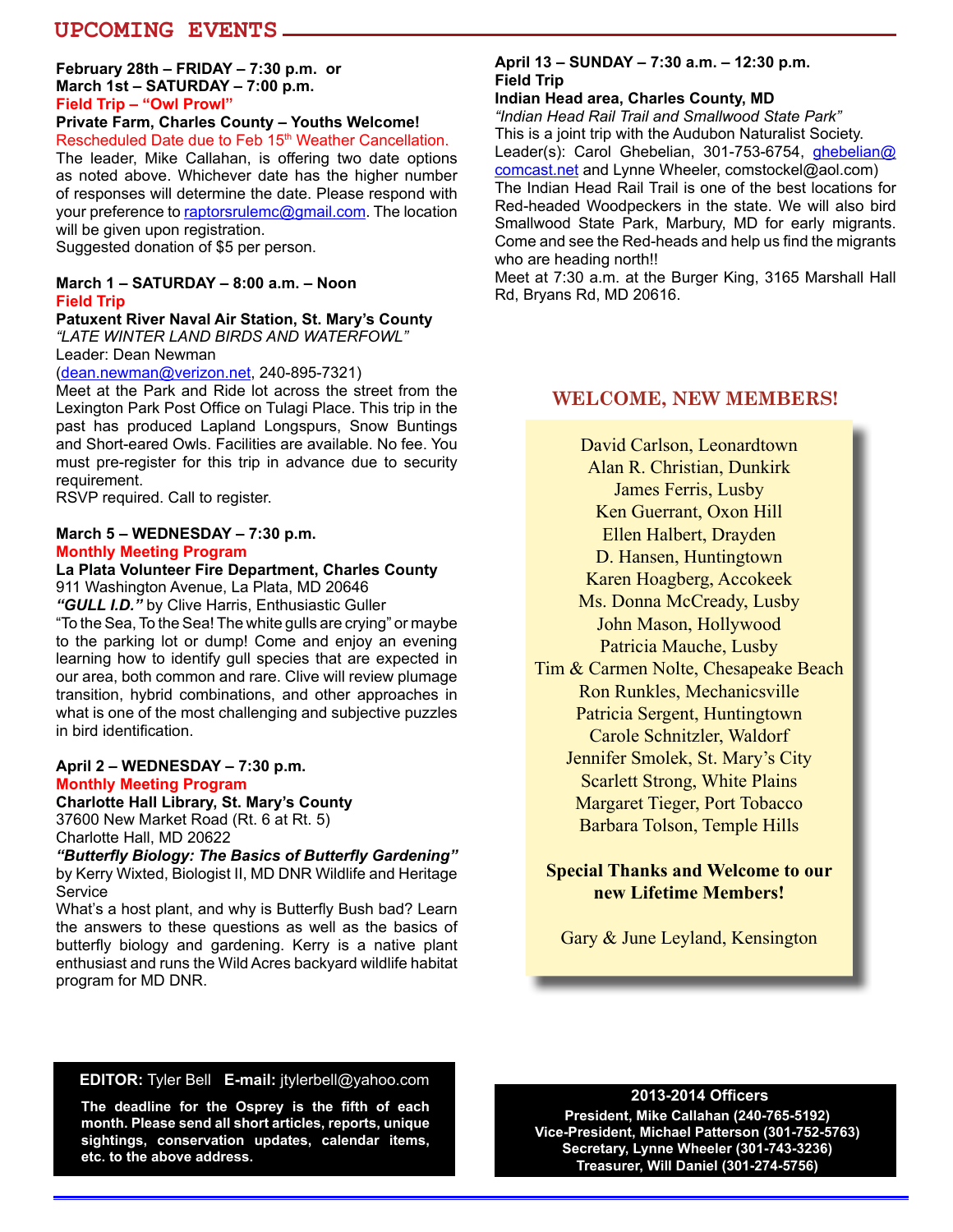## UPCOMING EVENTS

**February 28th – FRIDAY – 7:30 p.m. or**
**March 1st – SATURDAY – 7:00 p.m.**
**Field Trip – "Owl Prowl"**
**Private Farm, Charles County – Youths Welcome!**
Rescheduled Date due to Feb 15th Weather Cancellation.
The leader, Mike Callahan, is offering two date options as noted above. Whichever date has the higher number of responses will determine the date. Please respond with your preference to raptorsrulemc@gmail.com. The location will be given upon registration.
Suggested donation of $5 per person.

**March 1 – SATURDAY – 8:00 a.m. – Noon**
**Field Trip**
**Patuxent River Naval Air Station, St. Mary's County**
*"LATE WINTER LAND BIRDS AND WATERFOWL"*
Leader: Dean Newman
(dean.newman@verizon.net, 240-895-7321)
Meet at the Park and Ride lot across the street from the Lexington Park Post Office on Tulagi Place. This trip in the past has produced Lapland Longspurs, Snow Buntings and Short-eared Owls. Facilities are available. No fee. You must pre-register for this trip in advance due to security requirement.
RSVP required. Call to register.

**March 5 – WEDNESDAY – 7:30 p.m.**
**Monthly Meeting Program**
**La Plata Volunteer Fire Department, Charles County**
911 Washington Avenue, La Plata, MD 20646
***"GULL I.D."*** by Clive Harris, Enthusiastic Guller
"To the Sea, To the Sea! The white gulls are crying" or maybe to the parking lot or dump! Come and enjoy an evening learning how to identify gull species that are expected in our area, both common and rare. Clive will review plumage transition, hybrid combinations, and other approaches in what is one of the most challenging and subjective puzzles in bird identification.

**April 2 – WEDNESDAY – 7:30 p.m.**
**Monthly Meeting Program**
**Charlotte Hall Library, St. Mary's County**
37600 New Market Road (Rt. 6 at Rt. 5)
Charlotte Hall, MD 20622
***"Butterfly Biology: The Basics of Butterfly Gardening"*** by Kerry Wixted, Biologist II, MD DNR Wildlife and Heritage Service
What's a host plant, and why is Butterfly Bush bad? Learn the answers to these questions as well as the basics of butterfly biology and gardening. Kerry is a native plant enthusiast and runs the Wild Acres backyard wildlife habitat program for MD DNR.

**April 13 – SUNDAY – 7:30 a.m. – 12:30 p.m.**
**Field Trip**
**Indian Head area, Charles County, MD**
*"Indian Head Rail Trail and Smallwood State Park"*
This is a joint trip with the Audubon Naturalist Society.
Leader(s): Carol Ghebelian, 301-753-6754, ghebelian@comcast.net and Lynne Wheeler, comstockel@aol.com)
The Indian Head Rail Trail is one of the best locations for Red-headed Woodpeckers in the state. We will also bird Smallwood State Park, Marbury, MD for early migrants. Come and see the Red-heads and help us find the migrants who are heading north!!
Meet at 7:30 a.m. at the Burger King, 3165 Marshall Hall Rd, Bryans Rd, MD 20616.

## WELCOME, NEW MEMBERS!

David Carlson, Leonardtown
Alan R. Christian, Dunkirk
James Ferris, Lusby
Ken Guerrant, Oxon Hill
Ellen Halbert, Drayden
D. Hansen, Huntingtown
Karen Hoagberg, Accokeek
Ms. Donna McCready, Lusby
John Mason, Hollywood
Patricia Mauche, Lusby
Tim & Carmen Nolte, Chesapeake Beach
Ron Runkles, Mechanicsville
Patricia Sergent, Huntingtown
Carole Schnitzler, Waldorf
Jennifer Smolek, St. Mary's City
Scarlett Strong, White Plains
Margaret Tieger, Port Tobacco
Barbara Tolson, Temple Hills

**Special Thanks and Welcome to our new Lifetime Members!**

Gary & June Leyland, Kensington

**EDITOR:** Tyler Bell **E-mail:** jtylerbell@yahoo.com

**The deadline for the Osprey is the fifth of each month. Please send all short articles, reports, unique sightings, conservation updates, calendar items, etc. to the above address.**

**2013-2014 Officers**
**President, Mike Callahan (240-765-5192)**
**Vice-President, Michael Patterson (301-752-5763)**
**Secretary, Lynne Wheeler (301-743-3236)**
**Treasurer, Will Daniel (301-274-5756)**